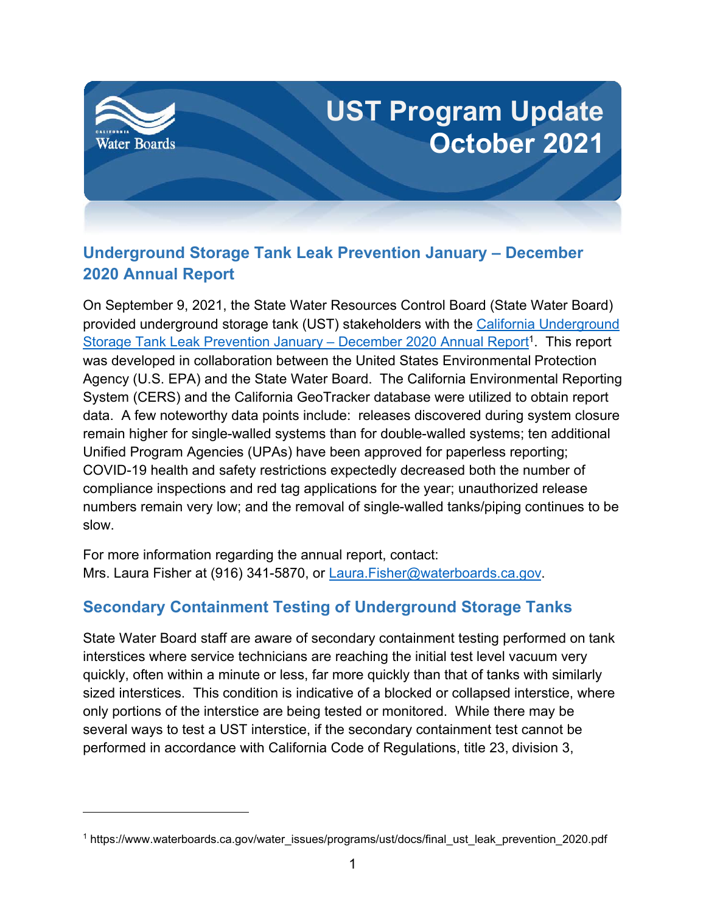# UST Program Update October 2021

## Underground Storage Tank Leak Prevention January – December 2020 Annual Report

On September 9, 2021, the State Water Resources Control Board (State Water Board) provided underground storage tank (UST) stakeholders with the California Underground Storage Tank Leak Prevention January – December 2020 Annual Report[1]. This report was developed in collaboration between the United States Environmental Protection Agency (U.S. EPA) and the State Water Board. The California Environmental Reporting System (CERS) and the California GeoTracker database were utilized to obtain report data. A few noteworthy data points include: releases discovered during system closure remain higher for single-walled systems than for double-walled systems; ten additional Unified Program Agencies (UPAs) have been approved for paperless reporting; COVID-19 health and safety restrictions expectedly decreased both the number of compliance inspections and red tag applications for the year; unauthorized release numbers remain very low; and the removal of single-walled tanks/piping continues to be slow.

For more information regarding the annual report, contact:
Mrs. Laura Fisher at (916) 341-5870, or Laura.Fisher@waterboards.ca.gov.

## Secondary Containment Testing of Underground Storage Tanks

State Water Board staff are aware of secondary containment testing performed on tank interstices where service technicians are reaching the initial test level vacuum very quickly, often within a minute or less, far more quickly than that of tanks with similarly sized interstices. This condition is indicative of a blocked or collapsed interstice, where only portions of the interstice are being tested or monitored. While there may be several ways to test a UST interstice, if the secondary containment test cannot be performed in accordance with California Code of Regulations, title 23, division 3,

[1] https://www.waterboards.ca.gov/water_issues/programs/ust/docs/final_ust_leak_prevention_2020.pdf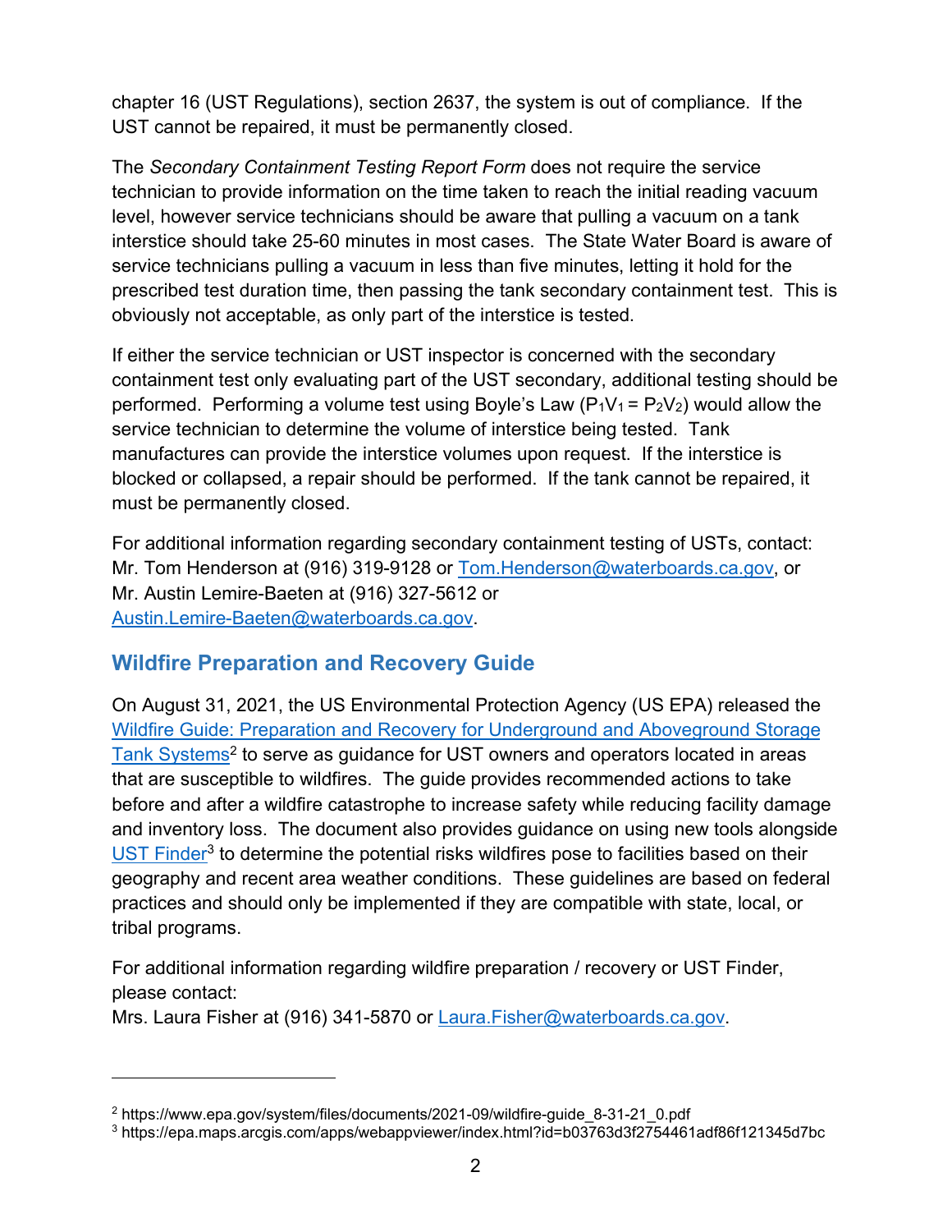chapter 16 (UST Regulations), section 2637, the system is out of compliance. If the UST cannot be repaired, it must be permanently closed.

The *Secondary Containment Testing Report Form* does not require the service technician to provide information on the time taken to reach the initial reading vacuum level, however service technicians should be aware that pulling a vacuum on a tank interstice should take 25-60 minutes in most cases. The State Water Board is aware of service technicians pulling a vacuum in less than five minutes, letting it hold for the prescribed test duration time, then passing the tank secondary containment test. This is obviously not acceptable, as only part of the interstice is tested.

If either the service technician or UST inspector is concerned with the secondary containment test only evaluating part of the UST secondary, additional testing should be performed. Performing a volume test using Boyle's Law ($P_1V_1 = P_2V_2$) would allow the service technician to determine the volume of interstice being tested. Tank manufactures can provide the interstice volumes upon request. If the interstice is blocked or collapsed, a repair should be performed. If the tank cannot be repaired, it must be permanently closed.

For additional information regarding secondary containment testing of USTs, contact:
Mr. Tom Henderson at (916) 319-9128 or Tom.Henderson@waterboards.ca.gov, or
Mr. Austin Lemire-Baeten at (916) 327-5612 or
Austin.Lemire-Baeten@waterboards.ca.gov.

## Wildfire Preparation and Recovery Guide

On August 31, 2021, the US Environmental Protection Agency (US EPA) released the Wildfire Guide: Preparation and Recovery for Underground and Aboveground Storage Tank Systems[2] to serve as guidance for UST owners and operators located in areas that are susceptible to wildfires. The guide provides recommended actions to take before and after a wildfire catastrophe to increase safety while reducing facility damage and inventory loss. The document also provides guidance on using new tools alongside UST Finder[3] to determine the potential risks wildfires pose to facilities based on their geography and recent area weather conditions. These guidelines are based on federal practices and should only be implemented if they are compatible with state, local, or tribal programs.

For additional information regarding wildfire preparation / recovery or UST Finder, please contact:
Mrs. Laura Fisher at (916) 341-5870 or Laura.Fisher@waterboards.ca.gov.

---

[2] https://www.epa.gov/system/files/documents/2021-09/wildfire-guide_8-31-21_0.pdf

[3] https://epa.maps.arcgis.com/apps/webappviewer/index.html?id=b03763d3f2754461adf86f121345d7bc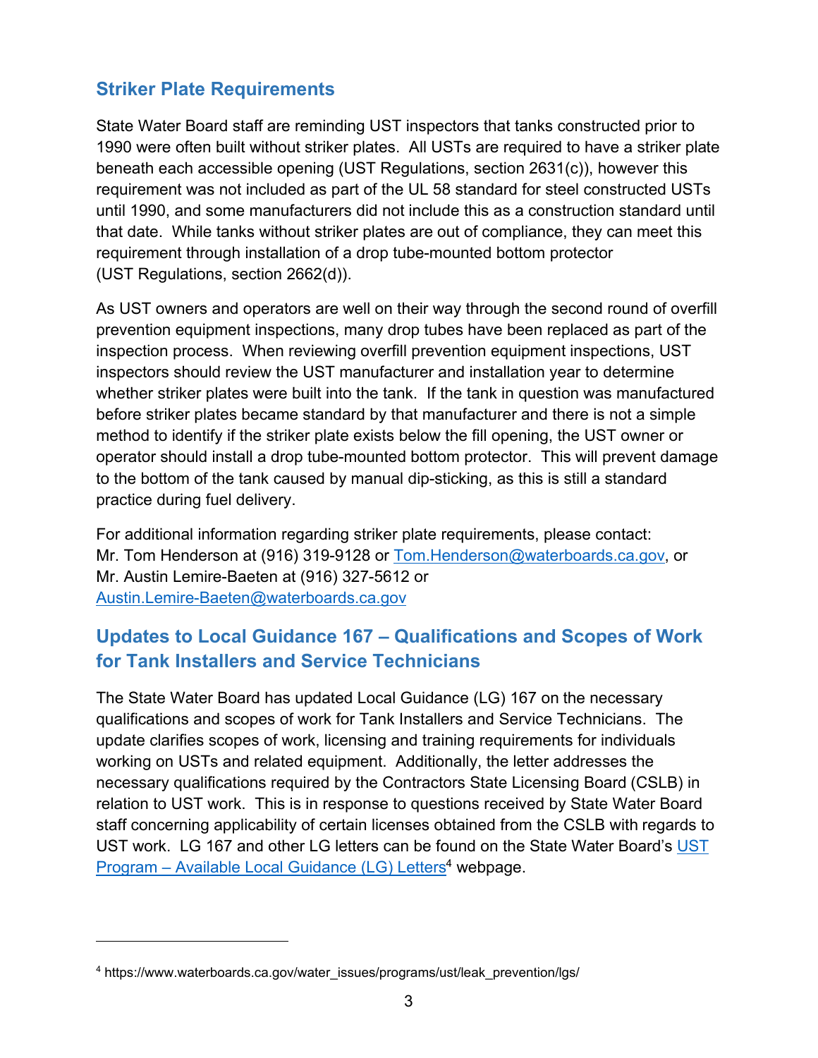## Striker Plate Requirements

State Water Board staff are reminding UST inspectors that tanks constructed prior to 1990 were often built without striker plates. All USTs are required to have a striker plate beneath each accessible opening (UST Regulations, section 2631(c)), however this requirement was not included as part of the UL 58 standard for steel constructed USTs until 1990, and some manufacturers did not include this as a construction standard until that date. While tanks without striker plates are out of compliance, they can meet this requirement through installation of a drop tube-mounted bottom protector (UST Regulations, section 2662(d)).

As UST owners and operators are well on their way through the second round of overfill prevention equipment inspections, many drop tubes have been replaced as part of the inspection process. When reviewing overfill prevention equipment inspections, UST inspectors should review the UST manufacturer and installation year to determine whether striker plates were built into the tank. If the tank in question was manufactured before striker plates became standard by that manufacturer and there is not a simple method to identify if the striker plate exists below the fill opening, the UST owner or operator should install a drop tube-mounted bottom protector. This will prevent damage to the bottom of the tank caused by manual dip-sticking, as this is still a standard practice during fuel delivery.

For additional information regarding striker plate requirements, please contact:
Mr. Tom Henderson at (916) 319-9128 or Tom.Henderson@waterboards.ca.gov, or
Mr. Austin Lemire-Baeten at (916) 327-5612 or
Austin.Lemire-Baeten@waterboards.ca.gov

## Updates to Local Guidance 167 – Qualifications and Scopes of Work for Tank Installers and Service Technicians

The State Water Board has updated Local Guidance (LG) 167 on the necessary qualifications and scopes of work for Tank Installers and Service Technicians. The update clarifies scopes of work, licensing and training requirements for individuals working on USTs and related equipment. Additionally, the letter addresses the necessary qualifications required by the Contractors State Licensing Board (CSLB) in relation to UST work. This is in response to questions received by State Water Board staff concerning applicability of certain licenses obtained from the CSLB with regards to UST work. LG 167 and other LG letters can be found on the State Water Board's UST Program – Available Local Guidance (LG) Letters[4] webpage.

[4] https://www.waterboards.ca.gov/water_issues/programs/ust/leak_prevention/lgs/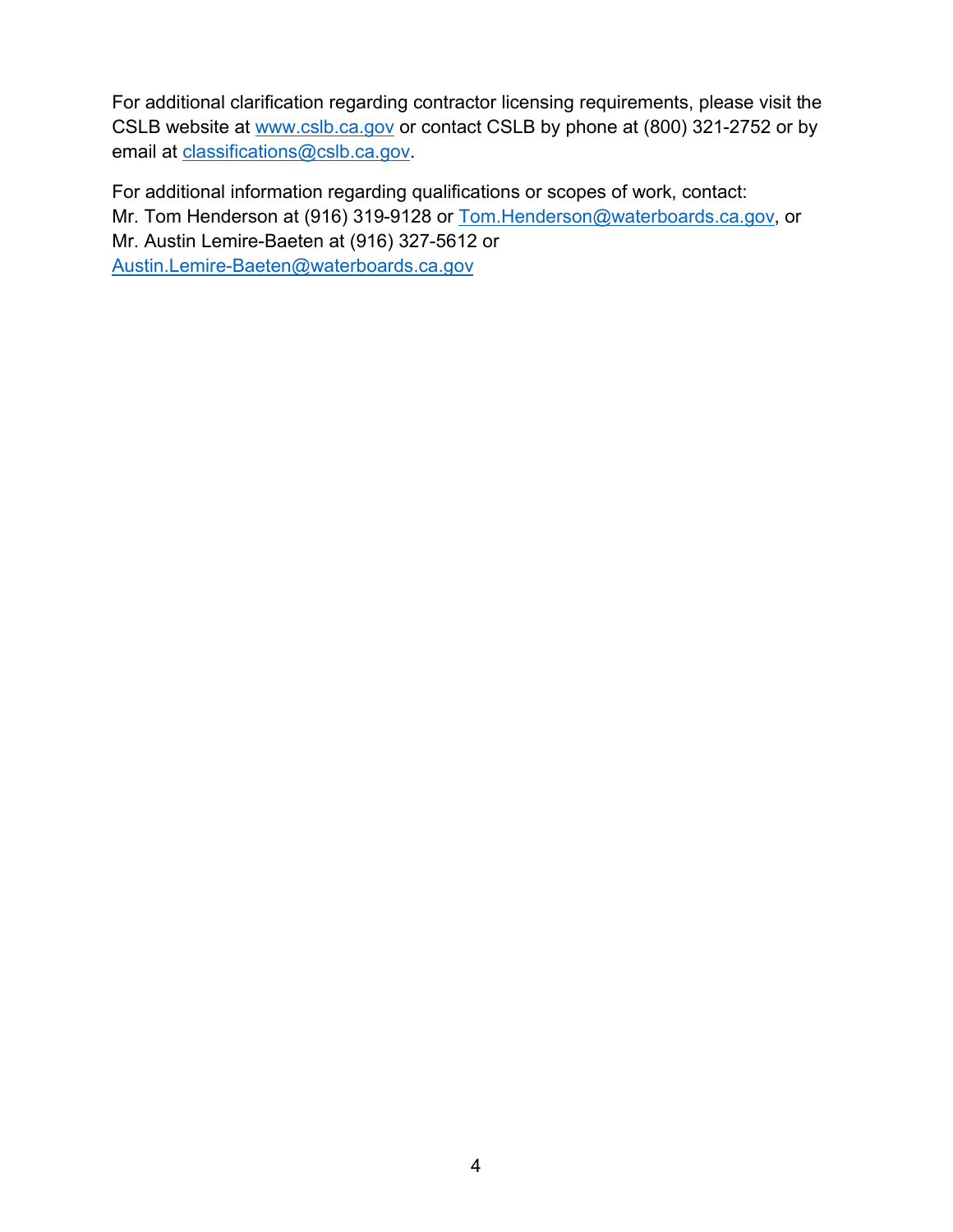For additional clarification regarding contractor licensing requirements, please visit the CSLB website at www.cslb.ca.gov or contact CSLB by phone at (800) 321-2752 or by email at classifications@cslb.ca.gov.

For additional information regarding qualifications or scopes of work, contact:
Mr. Tom Henderson at (916) 319-9128 or Tom.Henderson@waterboards.ca.gov, or
Mr. Austin Lemire-Baeten at (916) 327-5612 or
Austin.Lemire-Baeten@waterboards.ca.gov